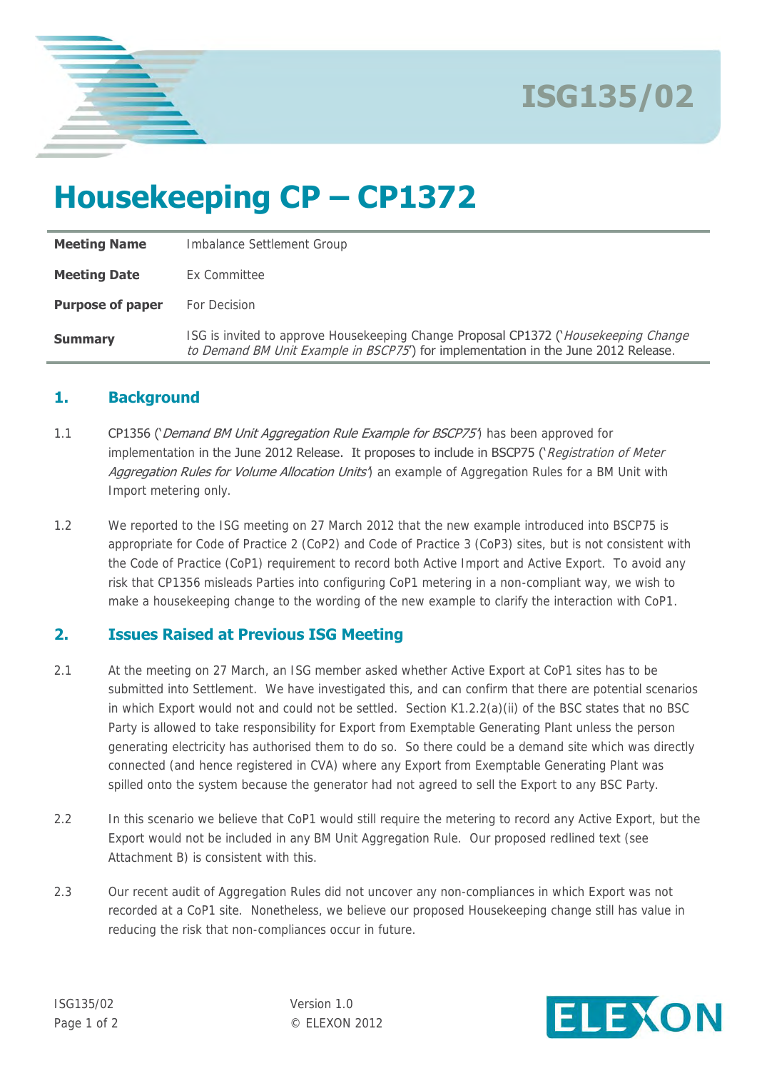ISG135/02

# Housekeeping CP – CP1372

| | |
|---|---|
| **Meeting Name** | Imbalance Settlement Group |
| **Meeting Date** | Ex Committee |
| **Purpose of paper** | For Decision |
| **Summary** | ISG is invited to approve Housekeeping Change Proposal CP1372 ('*Housekeeping Change to Demand BM Unit Example in BSCP75*') for implementation in the June 2012 Release. |

## 1. Background

1.1 CP1356 ('*Demand BM Unit Aggregation Rule Example for BSCP75*') has been approved for implementation in the June 2012 Release. It proposes to include in BSCP75 ('*Registration of Meter Aggregation Rules for Volume Allocation Units*') an example of Aggregation Rules for a BM Unit with Import metering only.

1.2 We reported to the ISG meeting on 27 March 2012 that the new example introduced into BSCP75 is appropriate for Code of Practice 2 (CoP2) and Code of Practice 3 (CoP3) sites, but is not consistent with the Code of Practice (CoP1) requirement to record both Active Import and Active Export. To avoid any risk that CP1356 misleads Parties into configuring CoP1 metering in a non-compliant way, we wish to make a housekeeping change to the wording of the new example to clarify the interaction with CoP1.

## 2. Issues Raised at Previous ISG Meeting

2.1 At the meeting on 27 March, an ISG member asked whether Active Export at CoP1 sites has to be submitted into Settlement. We have investigated this, and can confirm that there are potential scenarios in which Export would not and could not be settled. Section K1.2.2(a)(ii) of the BSC states that no BSC Party is allowed to take responsibility for Export from Exemptable Generating Plant unless the person generating electricity has authorised them to do so. So there could be a demand site which was directly connected (and hence registered in CVA) where any Export from Exemptable Generating Plant was spilled onto the system because the generator had not agreed to sell the Export to any BSC Party.

2.2 In this scenario we believe that CoP1 would still require the metering to record any Active Export, but the Export would not be included in any BM Unit Aggregation Rule. Our proposed redlined text (see Attachment B) is consistent with this.

2.3 Our recent audit of Aggregation Rules did not uncover any non-compliances in which Export was not recorded at a CoP1 site. Nonetheless, we believe our proposed Housekeeping change still has value in reducing the risk that non-compliances occur in future.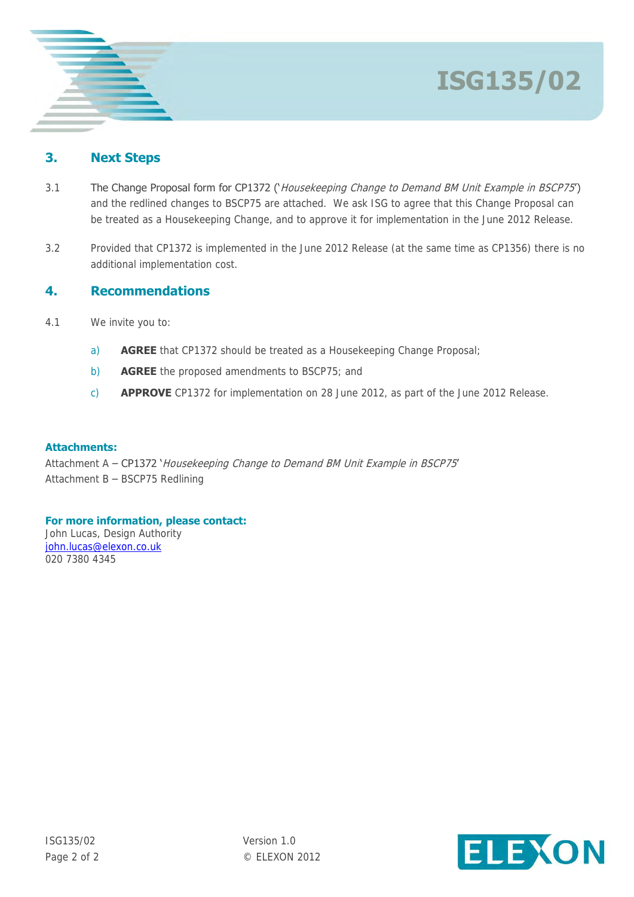## 3. Next Steps

3.1 The Change Proposal form for CP1372 ('*Housekeeping Change to Demand BM Unit Example in BSCP75*') and the redlined changes to BSCP75 are attached. We ask ISG to agree that this Change Proposal can be treated as a Housekeeping Change, and to approve it for implementation in the June 2012 Release.

3.2 Provided that CP1372 is implemented in the June 2012 Release (at the same time as CP1356) there is no additional implementation cost.

## 4. Recommendations

4.1 We invite you to:

a) **AGREE** that CP1372 should be treated as a Housekeeping Change Proposal;

b) **AGREE** the proposed amendments to BSCP75; and

c) **APPROVE** CP1372 for implementation on 28 June 2012, as part of the June 2012 Release.

**Attachments:**
Attachment A – CP1372 '*Housekeeping Change to Demand BM Unit Example in BSCP75*'
Attachment B – BSCP75 Redlining

**For more information, please contact:**
John Lucas, Design Authority
john.lucas@elexon.co.uk
020 7380 4345